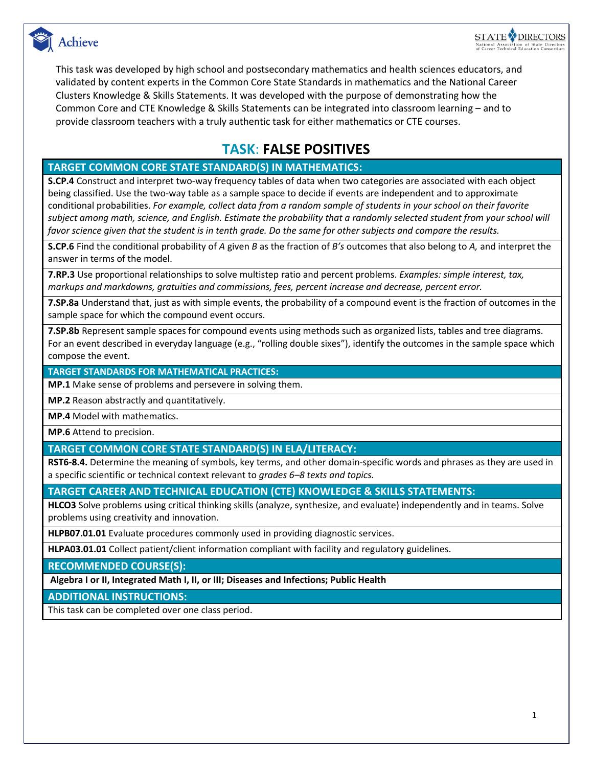This task was developed by high school and postsecondary mathematics and health sciences educators, and validated by content experts in the Common Core State Standards in mathematics and the National Career Clusters Knowledge & Skills Statements. It was developed with the purpose of demonstrating how the Common Core and CTE Knowledge & Skills Statements can be integrated into classroom learning – and to provide classroom teachers with a truly authentic task for either mathematics or CTE courses.

# TASK: FALSE POSITIVES

## TARGET COMMON CORE STATE STANDARD(S) IN MATHEMATICS:

**S.CP.4** Construct and interpret two-way frequency tables of data when two categories are associated with each object being classified. Use the two-way table as a sample space to decide if events are independent and to approximate conditional probabilities. *For example, collect data from a random sample of students in your school on their favorite subject among math, science, and English. Estimate the probability that a randomly selected student from your school will favor science given that the student is in tenth grade. Do the same for other subjects and compare the results.*

**S.CP.6** Find the conditional probability of *A* given *B* as the fraction of *B's* outcomes that also belong to *A,* and interpret the answer in terms of the model.

**7.RP.3** Use proportional relationships to solve multistep ratio and percent problems. *Examples: simple interest, tax, markups and markdowns, gratuities and commissions, fees, percent increase and decrease, percent error.*

**7.SP.8a** Understand that, just as with simple events, the probability of a compound event is the fraction of outcomes in the sample space for which the compound event occurs.

**7.SP.8b** Represent sample spaces for compound events using methods such as organized lists, tables and tree diagrams. For an event described in everyday language (e.g., "rolling double sixes"), identify the outcomes in the sample space which compose the event.

### TARGET STANDARDS FOR MATHEMATICAL PRACTICES:

**MP.1** Make sense of problems and persevere in solving them.

**MP.2** Reason abstractly and quantitatively.

**MP.4** Model with mathematics.

**MP.6** Attend to precision.

## TARGET COMMON CORE STATE STANDARD(S) IN ELA/LITERACY:

**RST6-8.4.** Determine the meaning of symbols, key terms, and other domain-specific words and phrases as they are used in a specific scientific or technical context relevant to *grades 6–8 texts and topics.*

## TARGET CAREER AND TECHNICAL EDUCATION (CTE) KNOWLEDGE & SKILLS STATEMENTS:

**HLCO3** Solve problems using critical thinking skills (analyze, synthesize, and evaluate) independently and in teams. Solve problems using creativity and innovation.

**HLPB07.01.01** Evaluate procedures commonly used in providing diagnostic services.

**HLPA03.01.01** Collect patient/client information compliant with facility and regulatory guidelines.

## RECOMMENDED COURSE(S):

**Algebra I or II, Integrated Math I, II, or III; Diseases and Infections; Public Health**

## ADDITIONAL INSTRUCTIONS:

This task can be completed over one class period.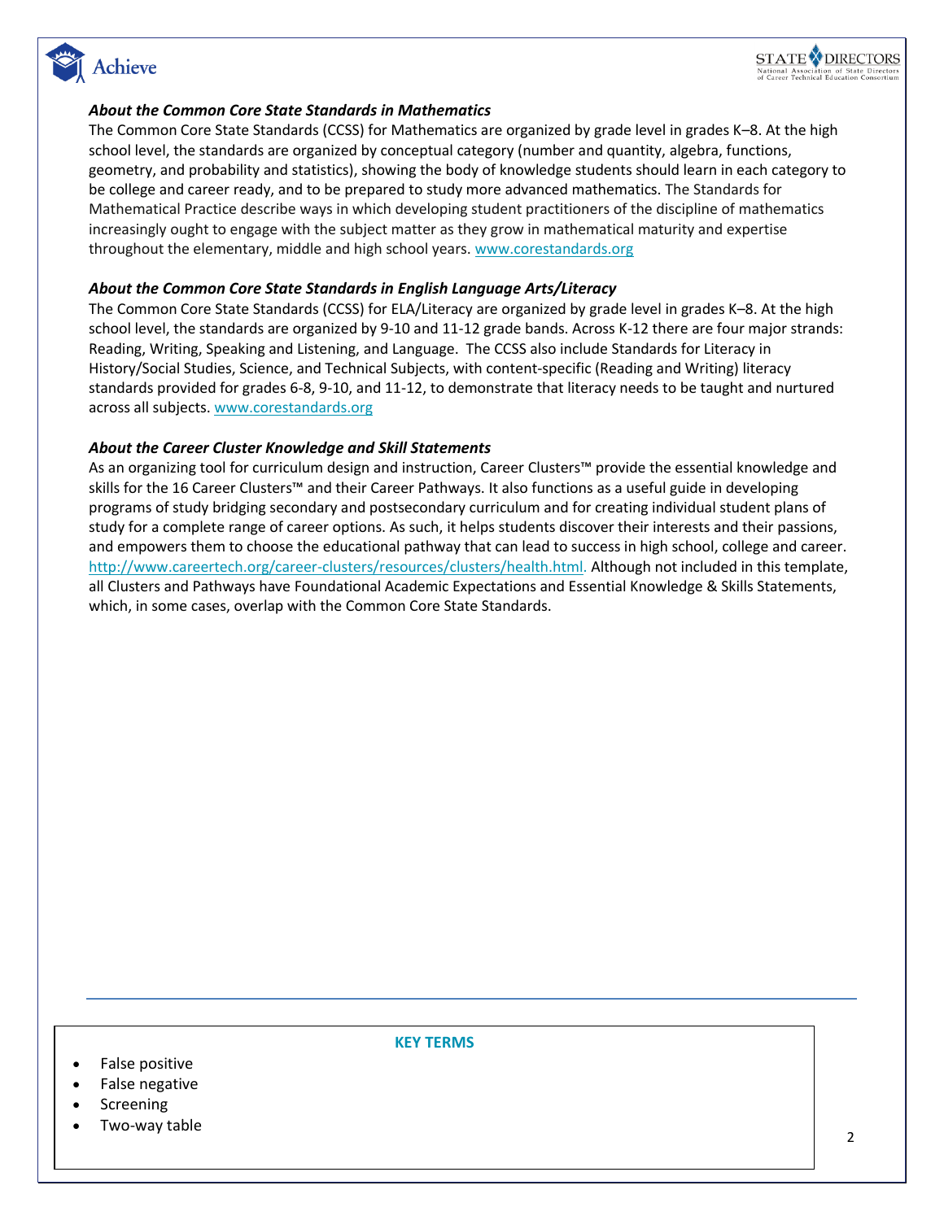### *About the Common Core State Standards in Mathematics*

The Common Core State Standards (CCSS) for Mathematics are organized by grade level in grades K–8. At the high school level, the standards are organized by conceptual category (number and quantity, algebra, functions, geometry, and probability and statistics), showing the body of knowledge students should learn in each category to be college and career ready, and to be prepared to study more advanced mathematics. The Standards for Mathematical Practice describe ways in which developing student practitioners of the discipline of mathematics increasingly ought to engage with the subject matter as they grow in mathematical maturity and expertise throughout the elementary, middle and high school years. [www.corestandards.org](http://www.corestandards.org)

### *About the Common Core State Standards in English Language Arts/Literacy*

The Common Core State Standards (CCSS) for ELA/Literacy are organized by grade level in grades K–8. At the high school level, the standards are organized by 9-10 and 11-12 grade bands. Across K-12 there are four major strands: Reading, Writing, Speaking and Listening, and Language. The CCSS also include Standards for Literacy in History/Social Studies, Science, and Technical Subjects, with content-specific (Reading and Writing) literacy standards provided for grades 6-8, 9-10, and 11-12, to demonstrate that literacy needs to be taught and nurtured across all subjects. [www.corestandards.org](http://www.corestandards.org)

### *About the Career Cluster Knowledge and Skill Statements*

As an organizing tool for curriculum design and instruction, Career Clusters™ provide the essential knowledge and skills for the 16 Career Clusters™ and their Career Pathways. It also functions as a useful guide in developing programs of study bridging secondary and postsecondary curriculum and for creating individual student plans of study for a complete range of career options. As such, it helps students discover their interests and their passions, and empowers them to choose the educational pathway that can lead to success in high school, college and career. [http://www.careertech.org/career-clusters/resources/clusters/health.html.](http://www.careertech.org/career-clusters/resources/clusters/health.html) Although not included in this template, all Clusters and Pathways have Foundational Academic Expectations and Essential Knowledge & Skills Statements, which, in some cases, overlap with the Common Core State Standards.

**KEY TERMS**

- False positive
- False negative
- Screening
- Two-way table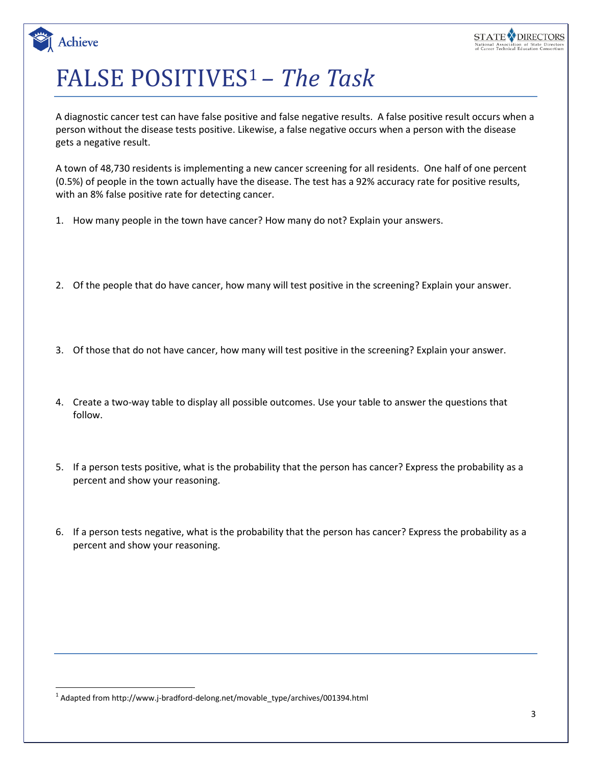# FALSE POSITIVES[1] – *The Task*

A diagnostic cancer test can have false positive and false negative results. A false positive result occurs when a person without the disease tests positive. Likewise, a false negative occurs when a person with the disease gets a negative result.

A town of 48,730 residents is implementing a new cancer screening for all residents. One half of one percent (0.5%) of people in the town actually have the disease. The test has a 92% accuracy rate for positive results, with an 8% false positive rate for detecting cancer.

1. How many people in the town have cancer? How many do not? Explain your answers.

2. Of the people that do have cancer, how many will test positive in the screening? Explain your answer.

3. Of those that do not have cancer, how many will test positive in the screening? Explain your answer.

4. Create a two-way table to display all possible outcomes. Use your table to answer the questions that follow.

5. If a person tests positive, what is the probability that the person has cancer? Express the probability as a percent and show your reasoning.

6. If a person tests negative, what is the probability that the person has cancer? Express the probability as a percent and show your reasoning.

---

[1] Adapted from http://www.j-bradford-delong.net/movable_type/archives/001394.html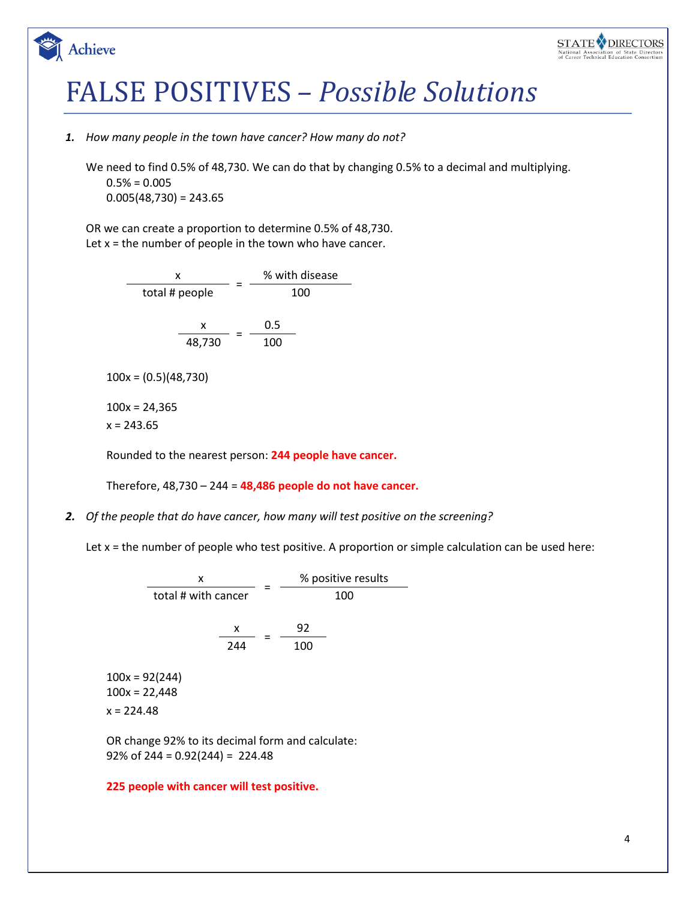# FALSE POSITIVES – *Possible Solutions*

1. ***How many people in the town have cancer? How many do not?***

   We need to find 0.5% of 48,730. We can do that by changing 0.5% to a decimal and multiplying.

   0.5% = 0.005

   0.005(48,730) = 243.65

   OR we can create a proportion to determine 0.5% of 48,730.
   Let x = the number of people in the town who have cancer.

   $$\frac{x}{\text{total \# people}} = \frac{\text{\% with disease}}{100}$$

   $$\frac{x}{48{,}730} = \frac{0.5}{100}$$

   100x = (0.5)(48,730)

   100x = 24,365

   x = 243.65

   Rounded to the nearest person: **244 people have cancer.**

   Therefore, 48,730 – 244 = **48,486 people do not have cancer.**

2. ***Of the people that do have cancer, how many will test positive on the screening?***

   Let x = the number of people who test positive. A proportion or simple calculation can be used here:

   $$\frac{x}{\text{total \# with cancer}} = \frac{\text{\% positive results}}{100}$$

   $$\frac{x}{244} = \frac{92}{100}$$

   100x = 92(244)

   100x = 22,448

   x = 224.48

   OR change 92% to its decimal form and calculate:

   92% of 244 = 0.92(244) = 224.48

   **225 people with cancer will test positive.**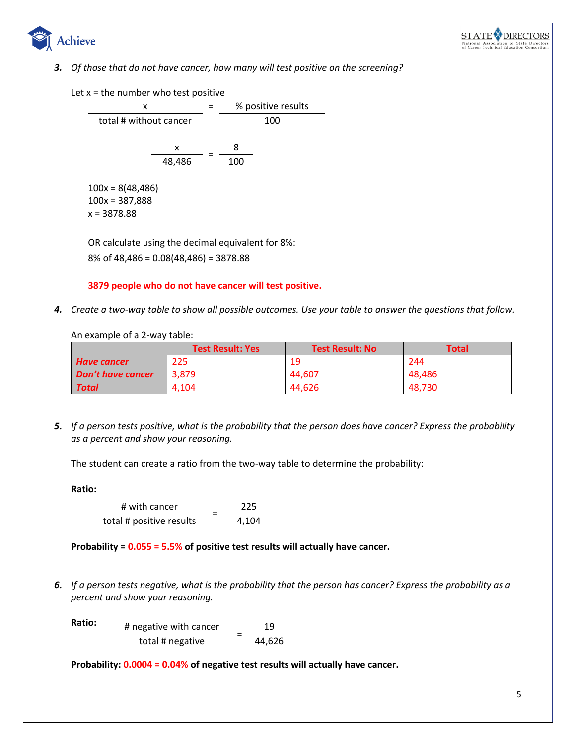3. *Of those that do not have cancer, how many will test positive on the screening?*

Let x = the number who test positive

$$\frac{x}{\text{total \# without cancer}} = \frac{\text{\% positive results}}{100}$$

$$\frac{x}{48{,}486} = \frac{8}{100}$$

$100x = 8(48{,}486)$
$100x = 387{,}888$
$x = 3878.88$

OR calculate using the decimal equivalent for 8%:
8% of 48,486 = 0.08(48,486) = 3878.88

**3879 people who do not have cancer will test positive.**

4. *Create a two-way table to show all possible outcomes. Use your table to answer the questions that follow.*

An example of a 2-way table:

| | Test Result: Yes | Test Result: No | Total |
|---|---|---|---|
| ***Have cancer*** | 225 | 19 | 244 |
| ***Don't have cancer*** | 3,879 | 44,607 | 48,486 |
| ***Total*** | 4,104 | 44,626 | 48,730 |

5. *If a person tests positive, what is the probability that the person does have cancer? Express the probability as a percent and show your reasoning.*

The student can create a ratio from the two-way table to determine the probability:

**Ratio:**

$$\frac{\text{\# with cancer}}{\text{total \# positive results}} = \frac{225}{4{,}104}$$

**Probability = 0.055 = 5.5% of positive test results will actually have cancer.**

6. *If a person tests negative, what is the probability that the person has cancer? Express the probability as a percent and show your reasoning.*

**Ratio:** $$\frac{\text{\# negative with cancer}}{\text{total \# negative}} = \frac{19}{44{,}626}$$

**Probability: 0.0004 = 0.04% of negative test results will actually have cancer.**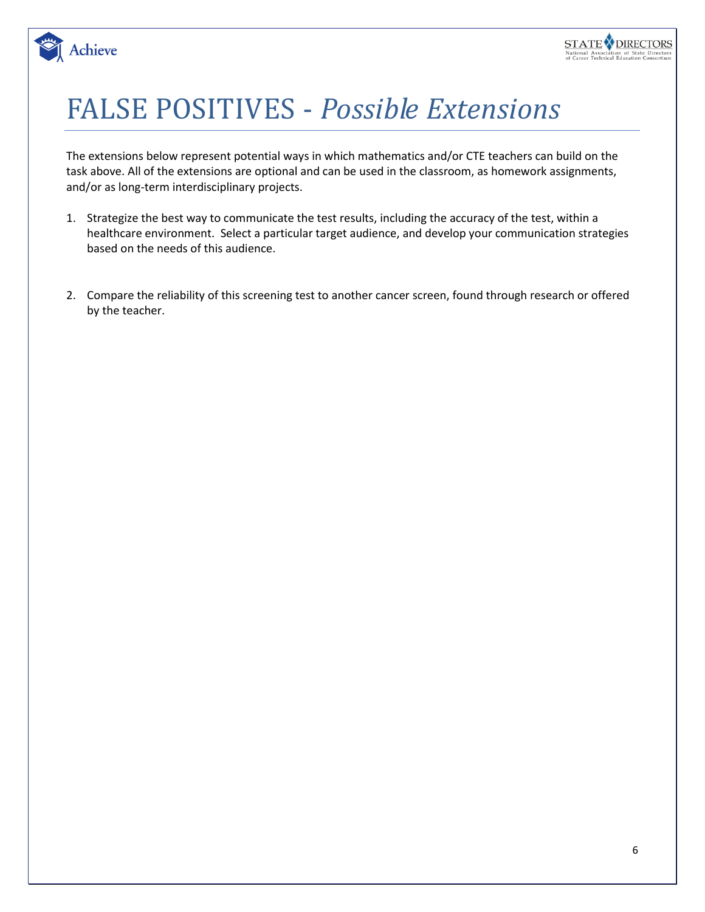# FALSE POSITIVES - *Possible Extensions*

The extensions below represent potential ways in which mathematics and/or CTE teachers can build on the task above. All of the extensions are optional and can be used in the classroom, as homework assignments, and/or as long-term interdisciplinary projects.

1. Strategize the best way to communicate the test results, including the accuracy of the test, within a healthcare environment. Select a particular target audience, and develop your communication strategies based on the needs of this audience.

2. Compare the reliability of this screening test to another cancer screen, found through research or offered by the teacher.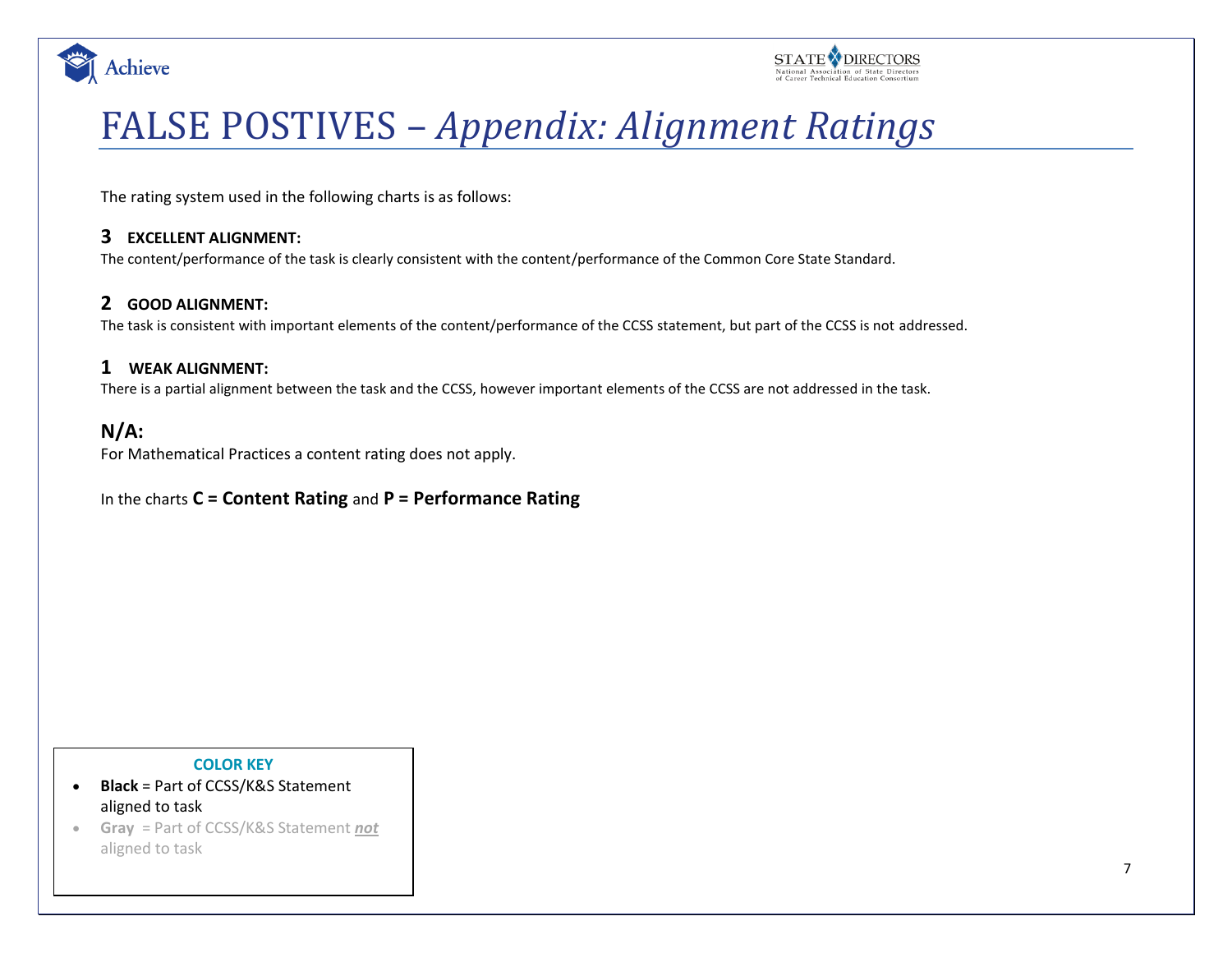# FALSE POSTIVES – *Appendix: Alignment Ratings*

The rating system used in the following charts is as follows:

**3 EXCELLENT ALIGNMENT:**

The content/performance of the task is clearly consistent with the content/performance of the Common Core State Standard.

**2 GOOD ALIGNMENT:**

The task is consistent with important elements of the content/performance of the CCSS statement, but part of the CCSS is not addressed.

**1 WEAK ALIGNMENT:**

There is a partial alignment between the task and the CCSS, however important elements of the CCSS are not addressed in the task.

**N/A:**

For Mathematical Practices a content rating does not apply.

In the charts **C = Content Rating** and **P = Performance Rating**

**COLOR KEY**

- **Black** = Part of CCSS/K&S Statement aligned to task
- **Gray** = Part of CCSS/K&S Statement ***not*** aligned to task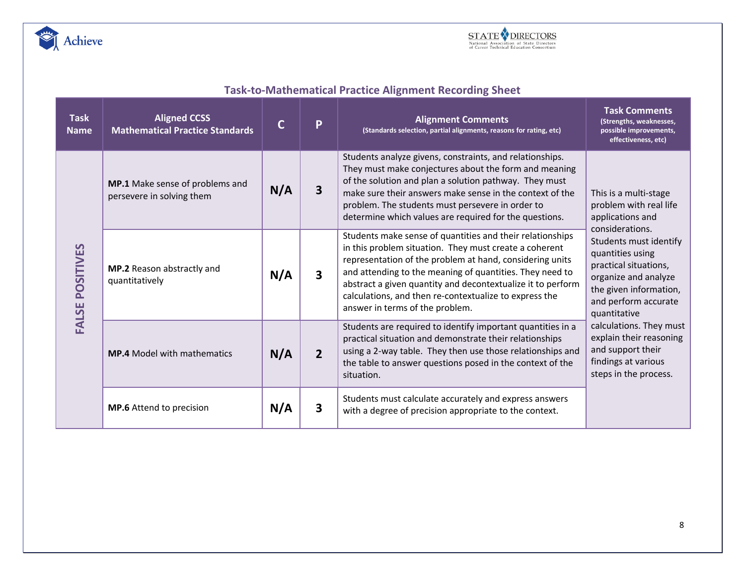## Task-to-Mathematical Practice Alignment Recording Sheet

| Task Name | Aligned CCSS Mathematical Practice Standards | C | P | Alignment Comments (Standards selection, partial alignments, reasons for rating, etc) | Task Comments (Strengths, weaknesses, possible improvements, effectiveness, etc) |
|---|---|---|---|---|---|
| FALSE POSITIVES | **MP.1** Make sense of problems and persevere in solving them | N/A | 3 | Students analyze givens, constraints, and relationships. They must make conjectures about the form and meaning of the solution and plan a solution pathway. They must make sure their answers make sense in the context of the problem. The students must persevere in order to determine which values are required for the questions. | This is a multi-stage problem with real life applications and considerations. Students must identify quantities using practical situations, organize and analyze the given information, and perform accurate quantitative calculations. They must explain their reasoning and support their findings at various steps in the process. |
| | **MP.2** Reason abstractly and quantitatively | N/A | 3 | Students make sense of quantities and their relationships in this problem situation. They must create a coherent representation of the problem at hand, considering units and attending to the meaning of quantities. They need to abstract a given quantity and decontextualize it to perform calculations, and then re-contextualize to express the answer in terms of the problem. | |
| | **MP.4** Model with mathematics | N/A | 2 | Students are required to identify important quantities in a practical situation and demonstrate their relationships using a 2-way table. They then use those relationships and the table to answer questions posed in the context of the situation. | |
| | **MP.6** Attend to precision | N/A | 3 | Students must calculate accurately and express answers with a degree of precision appropriate to the context. | |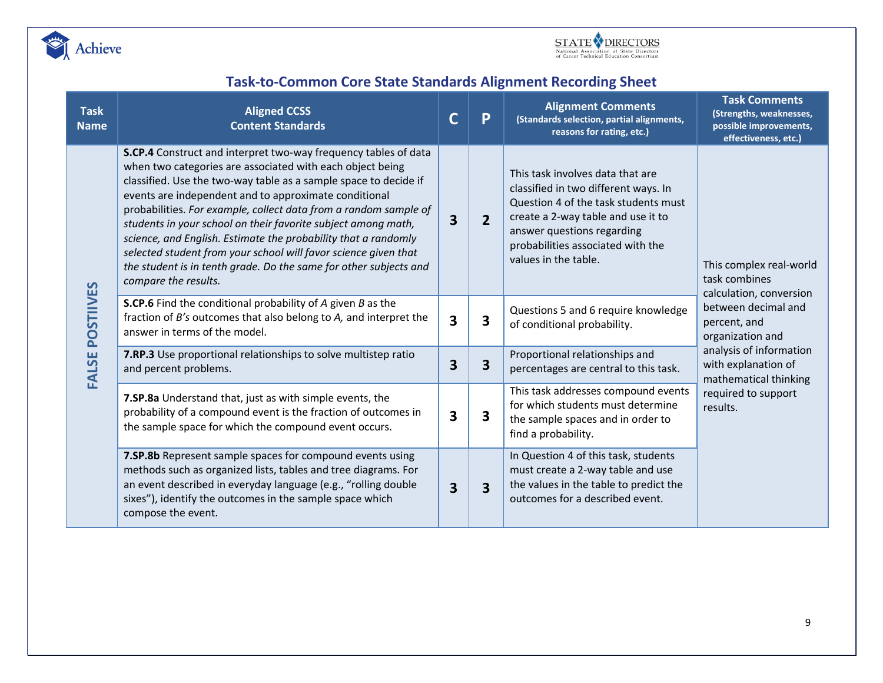## Task-to-Common Core State Standards Alignment Recording Sheet

| Task Name | Aligned CCSS Content Standards | C | P | Alignment Comments (Standards selection, partial alignments, reasons for rating, etc.) | Task Comments (Strengths, weaknesses, possible improvements, effectiveness, etc.) |
|---|---|---|---|---|---|
| FALSE POSTIIVES | **S.CP.4** Construct and interpret two-way frequency tables of data when two categories are associated with each object being classified. Use the two-way table as a sample space to decide if events are independent and to approximate conditional probabilities. *For example, collect data from a random sample of students in your school on their favorite subject among math, science, and English. Estimate the probability that a randomly selected student from your school will favor science given that the student is in tenth grade. Do the same for other subjects and compare the results.* | 3 | 2 | This task involves data that are classified in two different ways. In Question 4 of the task students must create a 2-way table and use it to answer questions regarding probabilities associated with the values in the table. | This complex real-world task combines calculation, conversion between decimal and percent, and organization and analysis of information with explanation of mathematical thinking required to support results. |
| | **S.CP.6** Find the conditional probability of *A* given *B* as the fraction of *B's* outcomes that also belong to *A,* and interpret the answer in terms of the model. | 3 | 3 | Questions 5 and 6 require knowledge of conditional probability. | |
| | **7.RP.3** Use proportional relationships to solve multistep ratio and percent problems. | 3 | 3 | Proportional relationships and percentages are central to this task. | |
| | **7.SP.8a** Understand that, just as with simple events, the probability of a compound event is the fraction of outcomes in the sample space for which the compound event occurs. | 3 | 3 | This task addresses compound events for which students must determine the sample spaces and in order to find a probability. | |
| | **7.SP.8b** Represent sample spaces for compound events using methods such as organized lists, tables and tree diagrams. For an event described in everyday language (e.g., "rolling double sixes"), identify the outcomes in the sample space which compose the event. | 3 | 3 | In Question 4 of this task, students must create a 2-way table and use the values in the table to predict the outcomes for a described event. | |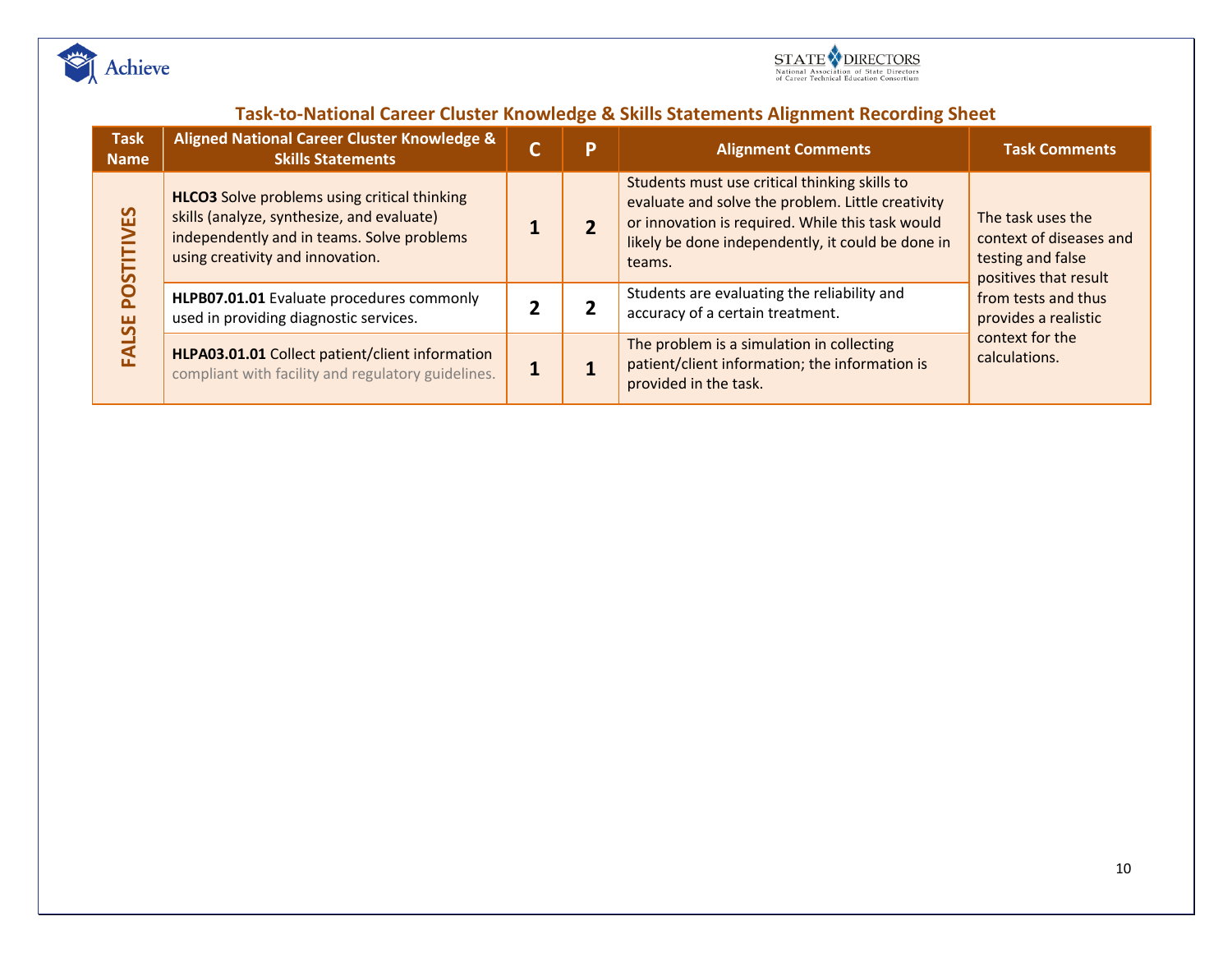## Task-to-National Career Cluster Knowledge & Skills Statements Alignment Recording Sheet

| Task Name | Aligned National Career Cluster Knowledge & Skills Statements | C | P | Alignment Comments | Task Comments |
|---|---|---|---|---|---|
| FALSE POSTITIVES | **HLCO3** Solve problems using critical thinking skills (analyze, synthesize, and evaluate) independently and in teams. Solve problems using creativity and innovation. | 1 | 2 | Students must use critical thinking skills to evaluate and solve the problem. Little creativity or innovation is required. While this task would likely be done independently, it could be done in teams. | The task uses the context of diseases and testing and false positives that result from tests and thus provides a realistic context for the calculations. |
| | **HLPB07.01.01** Evaluate procedures commonly used in providing diagnostic services. | 2 | 2 | Students are evaluating the reliability and accuracy of a certain treatment. | |
| | **HLPA03.01.01** Collect patient/client information compliant with facility and regulatory guidelines. | 1 | 1 | The problem is a simulation in collecting patient/client information; the information is provided in the task. | |